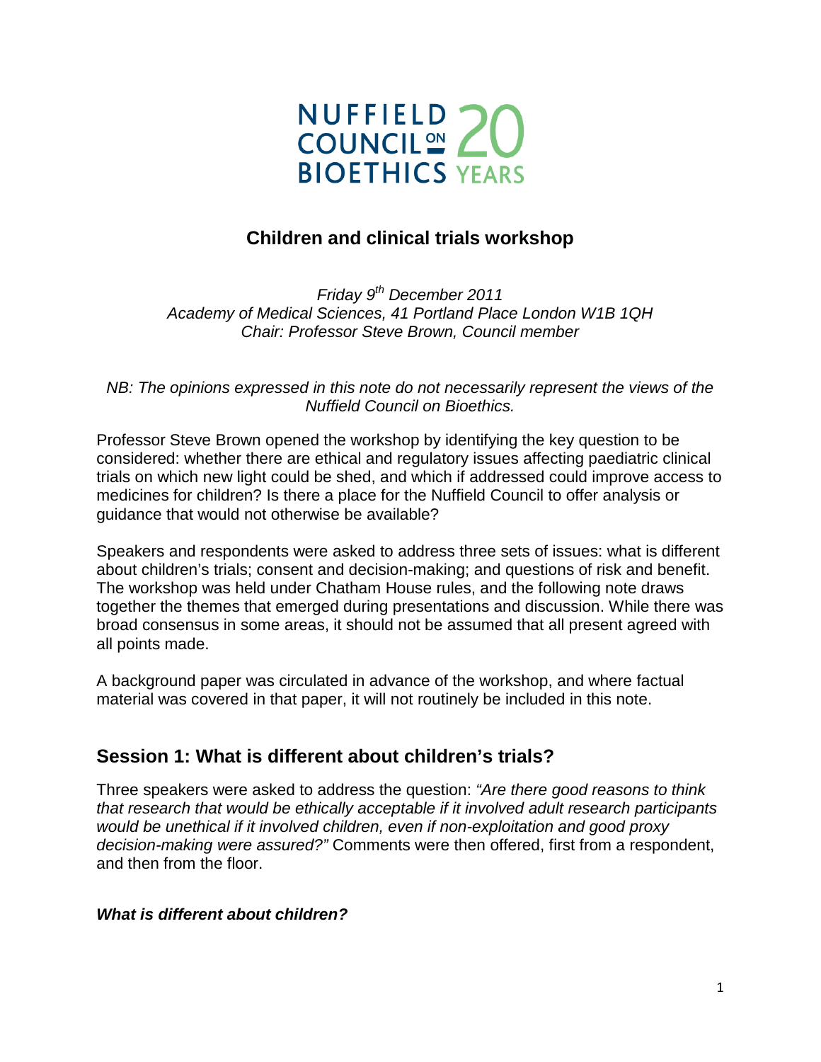NUFFIELD COUNCIL ON BIOETHICS 20 YEARS

# Children and clinical trials workshop

*Friday 9th December 2011*
*Academy of Medical Sciences, 41 Portland Place London W1B 1QH*
*Chair: Professor Steve Brown, Council member*

*NB: The opinions expressed in this note do not necessarily represent the views of the Nuffield Council on Bioethics.*

Professor Steve Brown opened the workshop by identifying the key question to be considered: whether there are ethical and regulatory issues affecting paediatric clinical trials on which new light could be shed, and which if addressed could improve access to medicines for children? Is there a place for the Nuffield Council to offer analysis or guidance that would not otherwise be available?

Speakers and respondents were asked to address three sets of issues: what is different about children's trials; consent and decision-making; and questions of risk and benefit. The workshop was held under Chatham House rules, and the following note draws together the themes that emerged during presentations and discussion. While there was broad consensus in some areas, it should not be assumed that all present agreed with all points made.

A background paper was circulated in advance of the workshop, and where factual material was covered in that paper, it will not routinely be included in this note.

## Session 1: What is different about children's trials?

Three speakers were asked to address the question: *"Are there good reasons to think that research that would be ethically acceptable if it involved adult research participants would be unethical if it involved children, even if non-exploitation and good proxy decision-making were assured?"* Comments were then offered, first from a respondent, and then from the floor.

### *What is different about children?*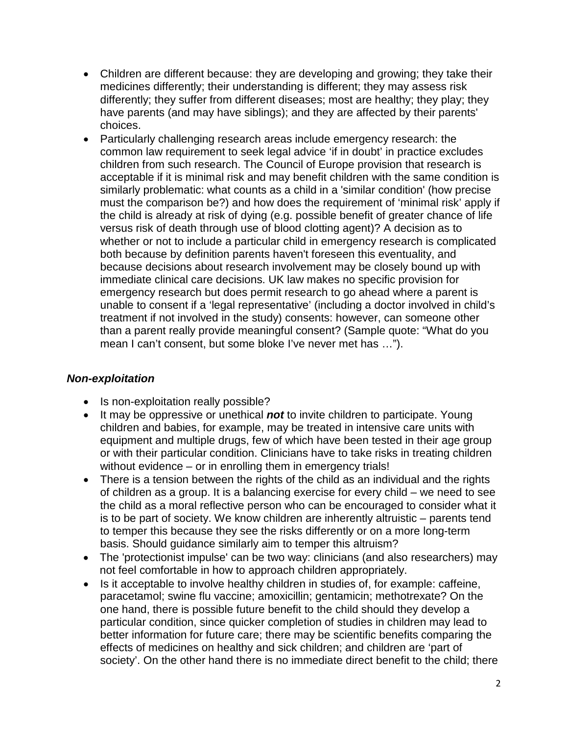- Children are different because: they are developing and growing; they take their medicines differently; their understanding is different; they may assess risk differently; they suffer from different diseases; most are healthy; they play; they have parents (and may have siblings); and they are affected by their parents' choices.
- Particularly challenging research areas include emergency research: the common law requirement to seek legal advice 'if in doubt' in practice excludes children from such research. The Council of Europe provision that research is acceptable if it is minimal risk and may benefit children with the same condition is similarly problematic: what counts as a child in a 'similar condition' (how precise must the comparison be?) and how does the requirement of 'minimal risk' apply if the child is already at risk of dying (e.g. possible benefit of greater chance of life versus risk of death through use of blood clotting agent)? A decision as to whether or not to include a particular child in emergency research is complicated both because by definition parents haven't foreseen this eventuality, and because decisions about research involvement may be closely bound up with immediate clinical care decisions. UK law makes no specific provision for emergency research but does permit research to go ahead where a parent is unable to consent if a 'legal representative' (including a doctor involved in child's treatment if not involved in the study) consents: however, can someone other than a parent really provide meaningful consent? (Sample quote: "What do you mean I can't consent, but some bloke I've never met has …").

### *Non-exploitation*

- Is non-exploitation really possible?
- It may be oppressive or unethical ***not*** to invite children to participate. Young children and babies, for example, may be treated in intensive care units with equipment and multiple drugs, few of which have been tested in their age group or with their particular condition. Clinicians have to take risks in treating children without evidence – or in enrolling them in emergency trials!
- There is a tension between the rights of the child as an individual and the rights of children as a group. It is a balancing exercise for every child – we need to see the child as a moral reflective person who can be encouraged to consider what it is to be part of society. We know children are inherently altruistic – parents tend to temper this because they see the risks differently or on a more long-term basis. Should guidance similarly aim to temper this altruism?
- The 'protectionist impulse' can be two way: clinicians (and also researchers) may not feel comfortable in how to approach children appropriately.
- Is it acceptable to involve healthy children in studies of, for example: caffeine, paracetamol; swine flu vaccine; amoxicillin; gentamicin; methotrexate? On the one hand, there is possible future benefit to the child should they develop a particular condition, since quicker completion of studies in children may lead to better information for future care; there may be scientific benefits comparing the effects of medicines on healthy and sick children; and children are 'part of society'. On the other hand there is no immediate direct benefit to the child; there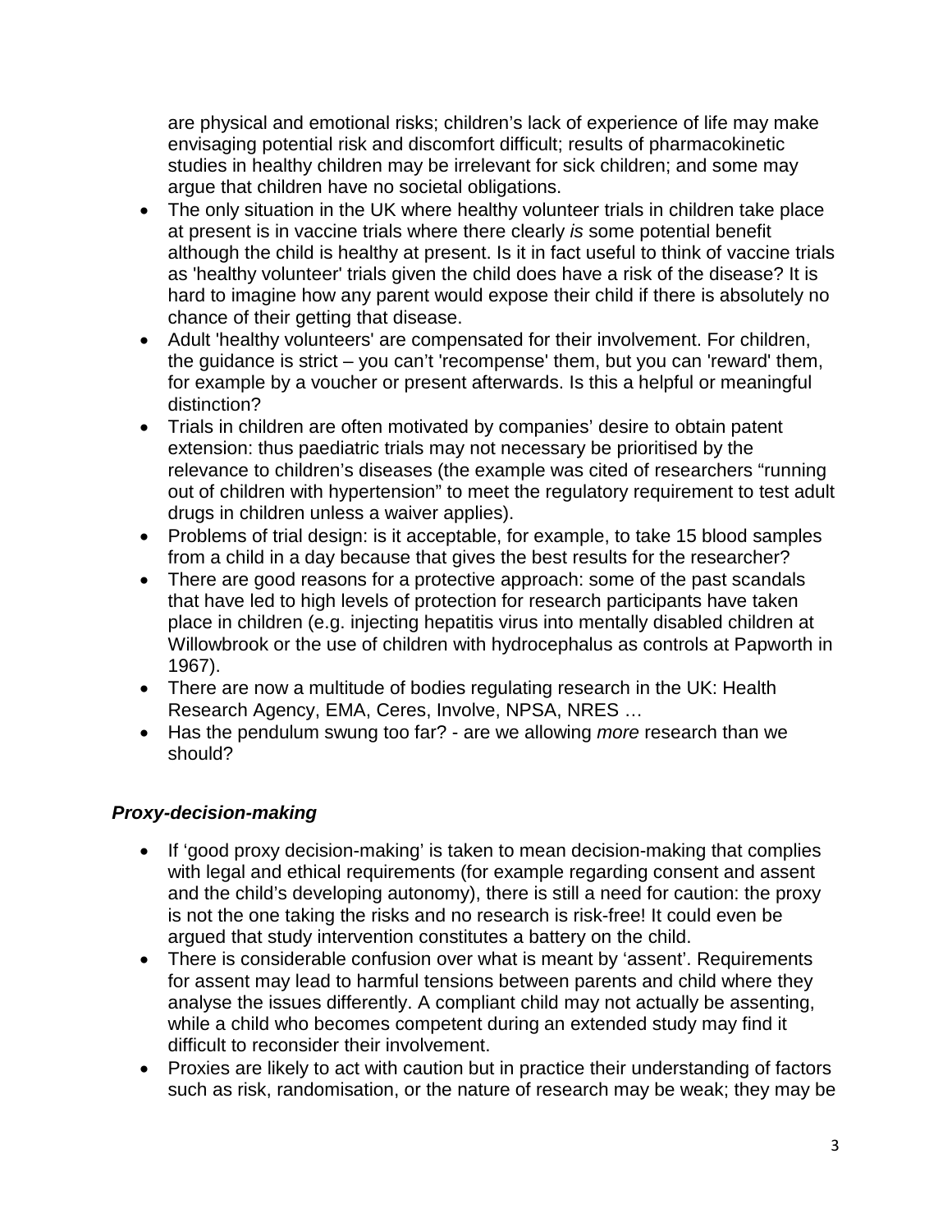are physical and emotional risks; children's lack of experience of life may make envisaging potential risk and discomfort difficult; results of pharmacokinetic studies in healthy children may be irrelevant for sick children; and some may argue that children have no societal obligations.

- The only situation in the UK where healthy volunteer trials in children take place at present is in vaccine trials where there clearly *is* some potential benefit although the child is healthy at present. Is it in fact useful to think of vaccine trials as 'healthy volunteer' trials given the child does have a risk of the disease? It is hard to imagine how any parent would expose their child if there is absolutely no chance of their getting that disease.
- Adult 'healthy volunteers' are compensated for their involvement. For children, the guidance is strict – you can't 'recompense' them, but you can 'reward' them, for example by a voucher or present afterwards. Is this a helpful or meaningful distinction?
- Trials in children are often motivated by companies' desire to obtain patent extension: thus paediatric trials may not necessary be prioritised by the relevance to children's diseases (the example was cited of researchers "running out of children with hypertension" to meet the regulatory requirement to test adult drugs in children unless a waiver applies).
- Problems of trial design: is it acceptable, for example, to take 15 blood samples from a child in a day because that gives the best results for the researcher?
- There are good reasons for a protective approach: some of the past scandals that have led to high levels of protection for research participants have taken place in children (e.g. injecting hepatitis virus into mentally disabled children at Willowbrook or the use of children with hydrocephalus as controls at Papworth in 1967).
- There are now a multitude of bodies regulating research in the UK: Health Research Agency, EMA, Ceres, Involve, NPSA, NRES …
- Has the pendulum swung too far? - are we allowing *more* research than we should?

### ***Proxy-decision-making***

- If 'good proxy decision-making' is taken to mean decision-making that complies with legal and ethical requirements (for example regarding consent and assent and the child's developing autonomy), there is still a need for caution: the proxy is not the one taking the risks and no research is risk-free! It could even be argued that study intervention constitutes a battery on the child.
- There is considerable confusion over what is meant by 'assent'. Requirements for assent may lead to harmful tensions between parents and child where they analyse the issues differently. A compliant child may not actually be assenting, while a child who becomes competent during an extended study may find it difficult to reconsider their involvement.
- Proxies are likely to act with caution but in practice their understanding of factors such as risk, randomisation, or the nature of research may be weak; they may be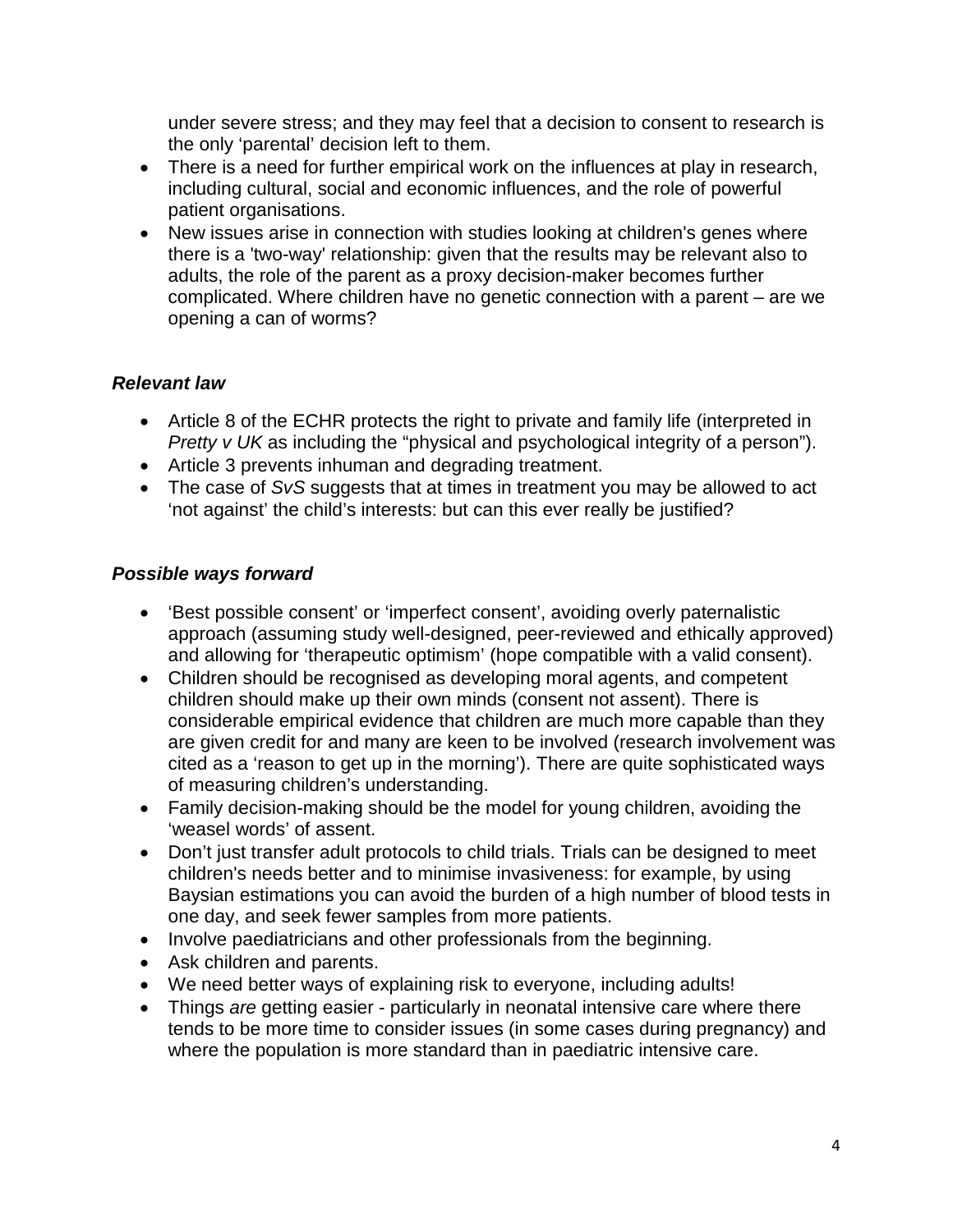under severe stress; and they may feel that a decision to consent to research is the only 'parental' decision left to them.

- There is a need for further empirical work on the influences at play in research, including cultural, social and economic influences, and the role of powerful patient organisations.
- New issues arise in connection with studies looking at children's genes where there is a 'two-way' relationship: given that the results may be relevant also to adults, the role of the parent as a proxy decision-maker becomes further complicated. Where children have no genetic connection with a parent – are we opening a can of worms?

### *Relevant law*

- Article 8 of the ECHR protects the right to private and family life (interpreted in *Pretty v UK* as including the "physical and psychological integrity of a person").
- Article 3 prevents inhuman and degrading treatment.
- The case of *SvS* suggests that at times in treatment you may be allowed to act 'not against' the child's interests: but can this ever really be justified?

### *Possible ways forward*

- 'Best possible consent' or 'imperfect consent', avoiding overly paternalistic approach (assuming study well-designed, peer-reviewed and ethically approved) and allowing for 'therapeutic optimism' (hope compatible with a valid consent).
- Children should be recognised as developing moral agents, and competent children should make up their own minds (consent not assent). There is considerable empirical evidence that children are much more capable than they are given credit for and many are keen to be involved (research involvement was cited as a 'reason to get up in the morning'). There are quite sophisticated ways of measuring children's understanding.
- Family decision-making should be the model for young children, avoiding the 'weasel words' of assent.
- Don't just transfer adult protocols to child trials. Trials can be designed to meet children's needs better and to minimise invasiveness: for example, by using Baysian estimations you can avoid the burden of a high number of blood tests in one day, and seek fewer samples from more patients.
- Involve paediatricians and other professionals from the beginning.
- Ask children and parents.
- We need better ways of explaining risk to everyone, including adults!
- Things *are* getting easier - particularly in neonatal intensive care where there tends to be more time to consider issues (in some cases during pregnancy) and where the population is more standard than in paediatric intensive care.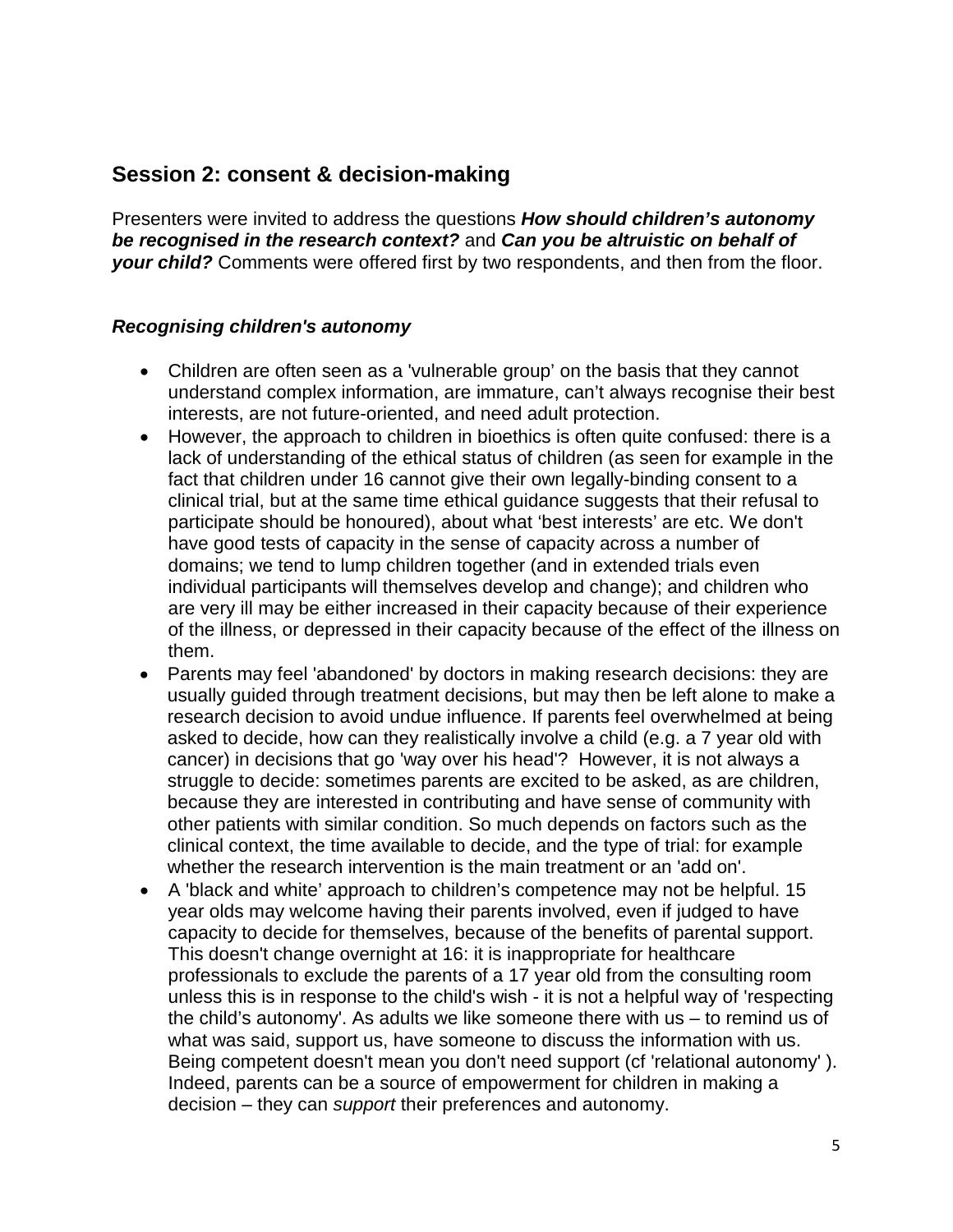## Session 2: consent & decision-making

Presenters were invited to address the questions ***How should children's autonomy be recognised in the research context?*** and ***Can you be altruistic on behalf of your child?*** Comments were offered first by two respondents, and then from the floor.

### *Recognising children's autonomy*

- Children are often seen as a 'vulnerable group' on the basis that they cannot understand complex information, are immature, can't always recognise their best interests, are not future-oriented, and need adult protection.
- However, the approach to children in bioethics is often quite confused: there is a lack of understanding of the ethical status of children (as seen for example in the fact that children under 16 cannot give their own legally-binding consent to a clinical trial, but at the same time ethical guidance suggests that their refusal to participate should be honoured), about what 'best interests' are etc. We don't have good tests of capacity in the sense of capacity across a number of domains; we tend to lump children together (and in extended trials even individual participants will themselves develop and change); and children who are very ill may be either increased in their capacity because of their experience of the illness, or depressed in their capacity because of the effect of the illness on them.
- Parents may feel 'abandoned' by doctors in making research decisions: they are usually guided through treatment decisions, but may then be left alone to make a research decision to avoid undue influence. If parents feel overwhelmed at being asked to decide, how can they realistically involve a child (e.g. a 7 year old with cancer) in decisions that go 'way over his head'? However, it is not always a struggle to decide: sometimes parents are excited to be asked, as are children, because they are interested in contributing and have sense of community with other patients with similar condition. So much depends on factors such as the clinical context, the time available to decide, and the type of trial: for example whether the research intervention is the main treatment or an 'add on'.
- A 'black and white' approach to children's competence may not be helpful. 15 year olds may welcome having their parents involved, even if judged to have capacity to decide for themselves, because of the benefits of parental support. This doesn't change overnight at 16: it is inappropriate for healthcare professionals to exclude the parents of a 17 year old from the consulting room unless this is in response to the child's wish - it is not a helpful way of 'respecting the child's autonomy'. As adults we like someone there with us – to remind us of what was said, support us, have someone to discuss the information with us. Being competent doesn't mean you don't need support (cf 'relational autonomy' ). Indeed, parents can be a source of empowerment for children in making a decision – they can *support* their preferences and autonomy.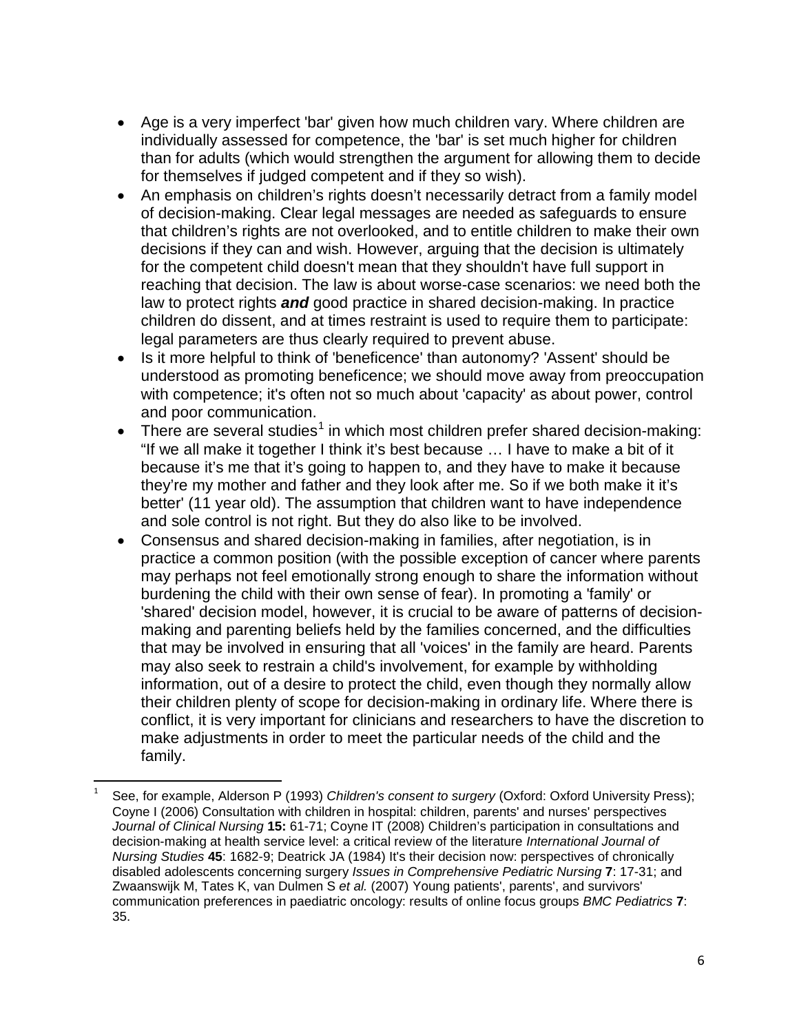- Age is a very imperfect 'bar' given how much children vary. Where children are individually assessed for competence, the 'bar' is set much higher for children than for adults (which would strengthen the argument for allowing them to decide for themselves if judged competent and if they so wish).
- An emphasis on children's rights doesn't necessarily detract from a family model of decision-making. Clear legal messages are needed as safeguards to ensure that children's rights are not overlooked, and to entitle children to make their own decisions if they can and wish. However, arguing that the decision is ultimately for the competent child doesn't mean that they shouldn't have full support in reaching that decision. The law is about worse-case scenarios: we need both the law to protect rights ***and*** good practice in shared decision-making. In practice children do dissent, and at times restraint is used to require them to participate: legal parameters are thus clearly required to prevent abuse.
- Is it more helpful to think of 'beneficence' than autonomy? 'Assent' should be understood as promoting beneficence; we should move away from preoccupation with competence; it's often not so much about 'capacity' as about power, control and poor communication.
- There are several studies[1] in which most children prefer shared decision-making: "If we all make it together I think it's best because … I have to make a bit of it because it's me that it's going to happen to, and they have to make it because they're my mother and father and they look after me. So if we both make it it's better' (11 year old). The assumption that children want to have independence and sole control is not right. But they do also like to be involved.
- Consensus and shared decision-making in families, after negotiation, is in practice a common position (with the possible exception of cancer where parents may perhaps not feel emotionally strong enough to share the information without burdening the child with their own sense of fear). In promoting a 'family' or 'shared' decision model, however, it is crucial to be aware of patterns of decision-making and parenting beliefs held by the families concerned, and the difficulties that may be involved in ensuring that all 'voices' in the family are heard. Parents may also seek to restrain a child's involvement, for example by withholding information, out of a desire to protect the child, even though they normally allow their children plenty of scope for decision-making in ordinary life. Where there is conflict, it is very important for clinicians and researchers to have the discretion to make adjustments in order to meet the particular needs of the child and the family.

---

[1] See, for example, Alderson P (1993) *Children's consent to surgery* (Oxford: Oxford University Press); Coyne I (2006) Consultation with children in hospital: children, parents' and nurses' perspectives *Journal of Clinical Nursing* **15:** 61-71; Coyne IT (2008) Children's participation in consultations and decision-making at health service level: a critical review of the literature *International Journal of Nursing Studies* **45**: 1682-9; Deatrick JA (1984) It's their decision now: perspectives of chronically disabled adolescents concerning surgery *Issues in Comprehensive Pediatric Nursing* **7**: 17-31; and Zwaanswijk M, Tates K, van Dulmen S *et al.* (2007) Young patients', parents', and survivors' communication preferences in paediatric oncology: results of online focus groups *BMC Pediatrics* **7**: 35.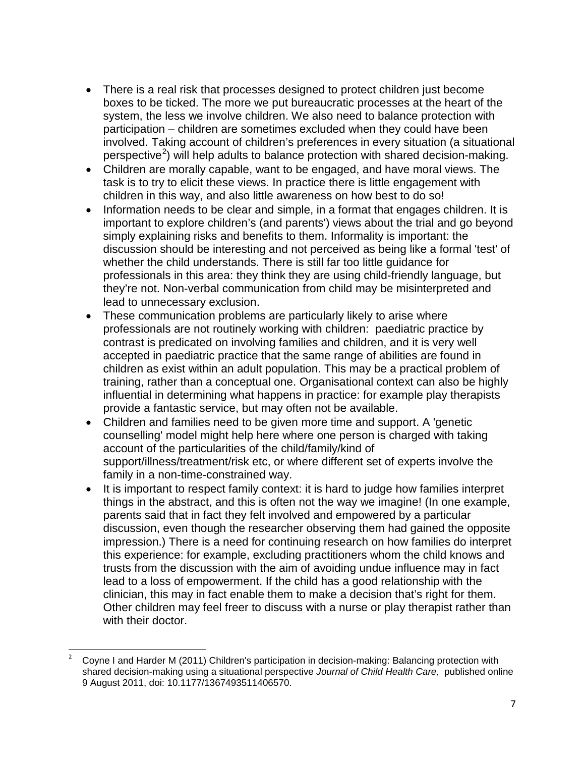- There is a real risk that processes designed to protect children just become boxes to be ticked. The more we put bureaucratic processes at the heart of the system, the less we involve children. We also need to balance protection with participation – children are sometimes excluded when they could have been involved. Taking account of children's preferences in every situation (a situational perspective[2]) will help adults to balance protection with shared decision-making.
- Children are morally capable, want to be engaged, and have moral views. The task is to try to elicit these views. In practice there is little engagement with children in this way, and also little awareness on how best to do so!
- Information needs to be clear and simple, in a format that engages children. It is important to explore children's (and parents') views about the trial and go beyond simply explaining risks and benefits to them. Informality is important: the discussion should be interesting and not perceived as being like a formal 'test' of whether the child understands. There is still far too little guidance for professionals in this area: they think they are using child-friendly language, but they're not. Non-verbal communication from child may be misinterpreted and lead to unnecessary exclusion.
- These communication problems are particularly likely to arise where professionals are not routinely working with children: paediatric practice by contrast is predicated on involving families and children, and it is very well accepted in paediatric practice that the same range of abilities are found in children as exist within an adult population. This may be a practical problem of training, rather than a conceptual one. Organisational context can also be highly influential in determining what happens in practice: for example play therapists provide a fantastic service, but may often not be available.
- Children and families need to be given more time and support. A 'genetic counselling' model might help here where one person is charged with taking account of the particularities of the child/family/kind of support/illness/treatment/risk etc, or where different set of experts involve the family in a non-time-constrained way.
- It is important to respect family context: it is hard to judge how families interpret things in the abstract, and this is often not the way we imagine! (In one example, parents said that in fact they felt involved and empowered by a particular discussion, even though the researcher observing them had gained the opposite impression.) There is a need for continuing research on how families do interpret this experience: for example, excluding practitioners whom the child knows and trusts from the discussion with the aim of avoiding undue influence may in fact lead to a loss of empowerment. If the child has a good relationship with the clinician, this may in fact enable them to make a decision that's right for them. Other children may feel freer to discuss with a nurse or play therapist rather than with their doctor.

---

[2] Coyne I and Harder M (2011) Children's participation in decision-making: Balancing protection with shared decision-making using a situational perspective *Journal of Child Health Care,* published online 9 August 2011, doi: 10.1177/1367493511406570.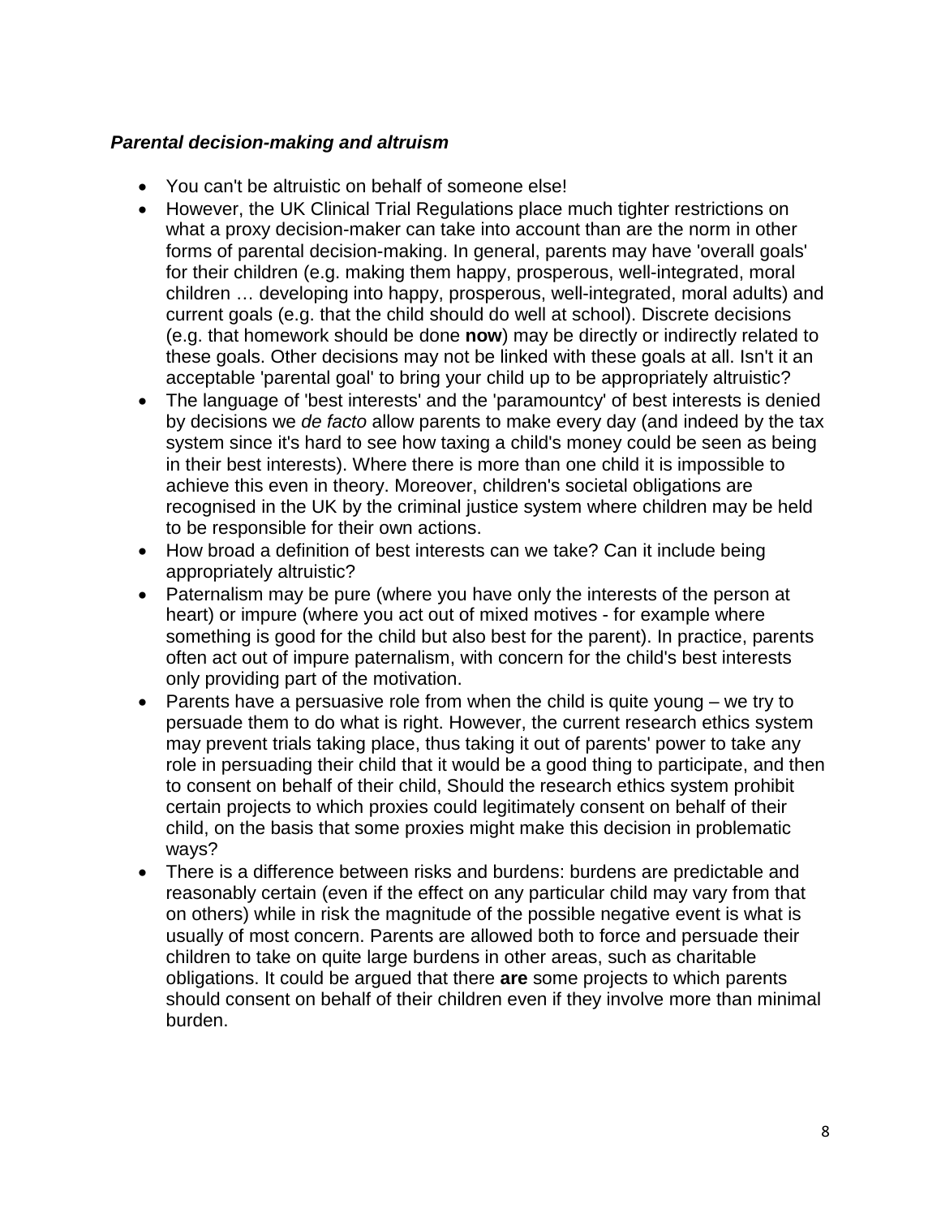***Parental decision-making and altruism***

- You can't be altruistic on behalf of someone else!
- However, the UK Clinical Trial Regulations place much tighter restrictions on what a proxy decision-maker can take into account than are the norm in other forms of parental decision-making. In general, parents may have 'overall goals' for their children (e.g. making them happy, prosperous, well-integrated, moral children … developing into happy, prosperous, well-integrated, moral adults) and current goals (e.g. that the child should do well at school). Discrete decisions (e.g. that homework should be done **now**) may be directly or indirectly related to these goals. Other decisions may not be linked with these goals at all. Isn't it an acceptable 'parental goal' to bring your child up to be appropriately altruistic?
- The language of 'best interests' and the 'paramountcy' of best interests is denied by decisions we *de facto* allow parents to make every day (and indeed by the tax system since it's hard to see how taxing a child's money could be seen as being in their best interests). Where there is more than one child it is impossible to achieve this even in theory. Moreover, children's societal obligations are recognised in the UK by the criminal justice system where children may be held to be responsible for their own actions.
- How broad a definition of best interests can we take? Can it include being appropriately altruistic?
- Paternalism may be pure (where you have only the interests of the person at heart) or impure (where you act out of mixed motives - for example where something is good for the child but also best for the parent). In practice, parents often act out of impure paternalism, with concern for the child's best interests only providing part of the motivation.
- Parents have a persuasive role from when the child is quite young – we try to persuade them to do what is right. However, the current research ethics system may prevent trials taking place, thus taking it out of parents' power to take any role in persuading their child that it would be a good thing to participate, and then to consent on behalf of their child, Should the research ethics system prohibit certain projects to which proxies could legitimately consent on behalf of their child, on the basis that some proxies might make this decision in problematic ways?
- There is a difference between risks and burdens: burdens are predictable and reasonably certain (even if the effect on any particular child may vary from that on others) while in risk the magnitude of the possible negative event is what is usually of most concern. Parents are allowed both to force and persuade their children to take on quite large burdens in other areas, such as charitable obligations. It could be argued that there **are** some projects to which parents should consent on behalf of their children even if they involve more than minimal burden.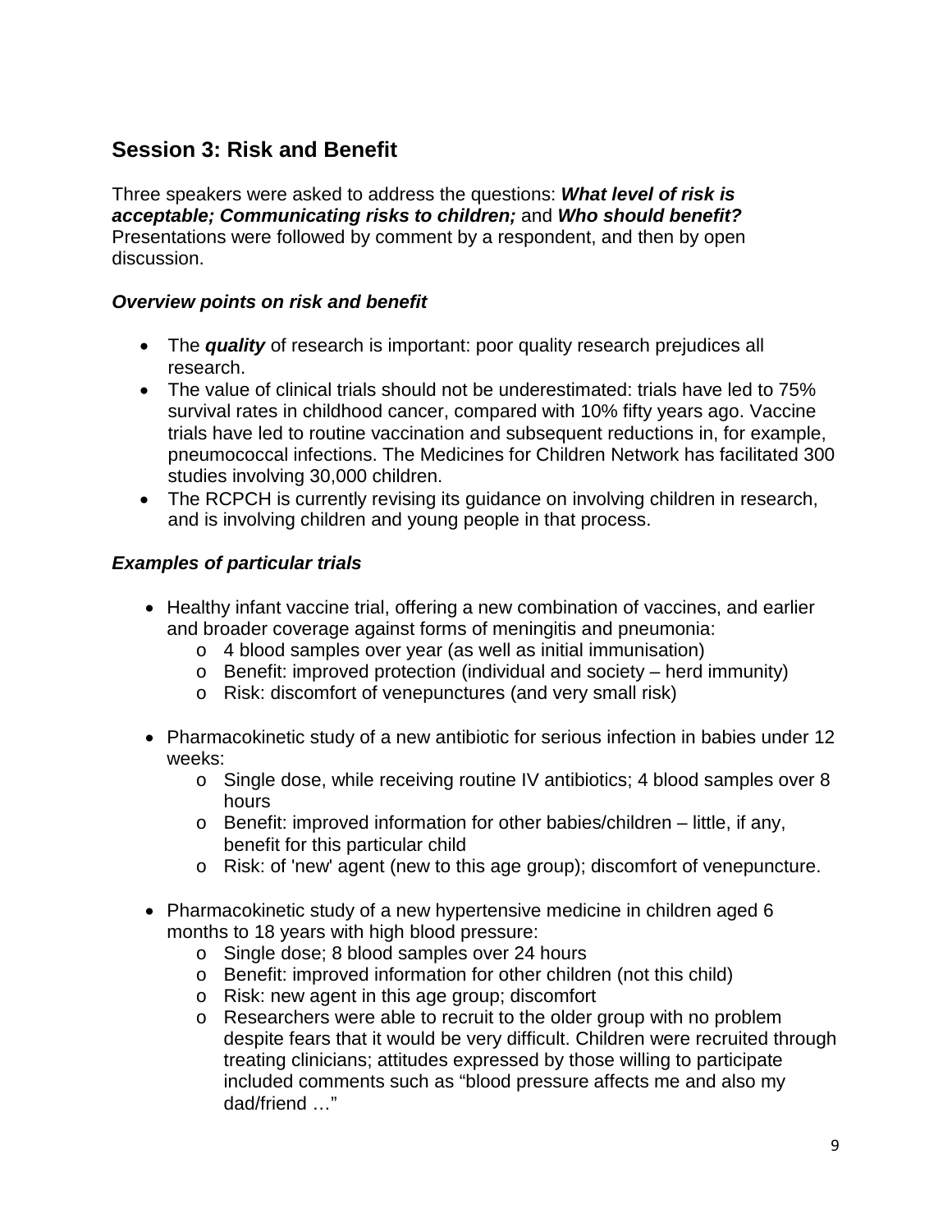## Session 3: Risk and Benefit

Three speakers were asked to address the questions: ***What level of risk is acceptable; Communicating risks to children;*** and ***Who should benefit?*** Presentations were followed by comment by a respondent, and then by open discussion.

### *Overview points on risk and benefit*

- The ***quality*** of research is important: poor quality research prejudices all research.
- The value of clinical trials should not be underestimated: trials have led to 75% survival rates in childhood cancer, compared with 10% fifty years ago. Vaccine trials have led to routine vaccination and subsequent reductions in, for example, pneumococcal infections. The Medicines for Children Network has facilitated 300 studies involving 30,000 children.
- The RCPCH is currently revising its guidance on involving children in research, and is involving children and young people in that process.

### *Examples of particular trials*

- Healthy infant vaccine trial, offering a new combination of vaccines, and earlier and broader coverage against forms of meningitis and pneumonia:
  - 4 blood samples over year (as well as initial immunisation)
  - Benefit: improved protection (individual and society – herd immunity)
  - Risk: discomfort of venepunctures (and very small risk)

- Pharmacokinetic study of a new antibiotic for serious infection in babies under 12 weeks:
  - Single dose, while receiving routine IV antibiotics; 4 blood samples over 8 hours
  - Benefit: improved information for other babies/children – little, if any, benefit for this particular child
  - Risk: of 'new' agent (new to this age group); discomfort of venepuncture.

- Pharmacokinetic study of a new hypertensive medicine in children aged 6 months to 18 years with high blood pressure:
  - Single dose; 8 blood samples over 24 hours
  - Benefit: improved information for other children (not this child)
  - Risk: new agent in this age group; discomfort
  - Researchers were able to recruit to the older group with no problem despite fears that it would be very difficult. Children were recruited through treating clinicians; attitudes expressed by those willing to participate included comments such as "blood pressure affects me and also my dad/friend …"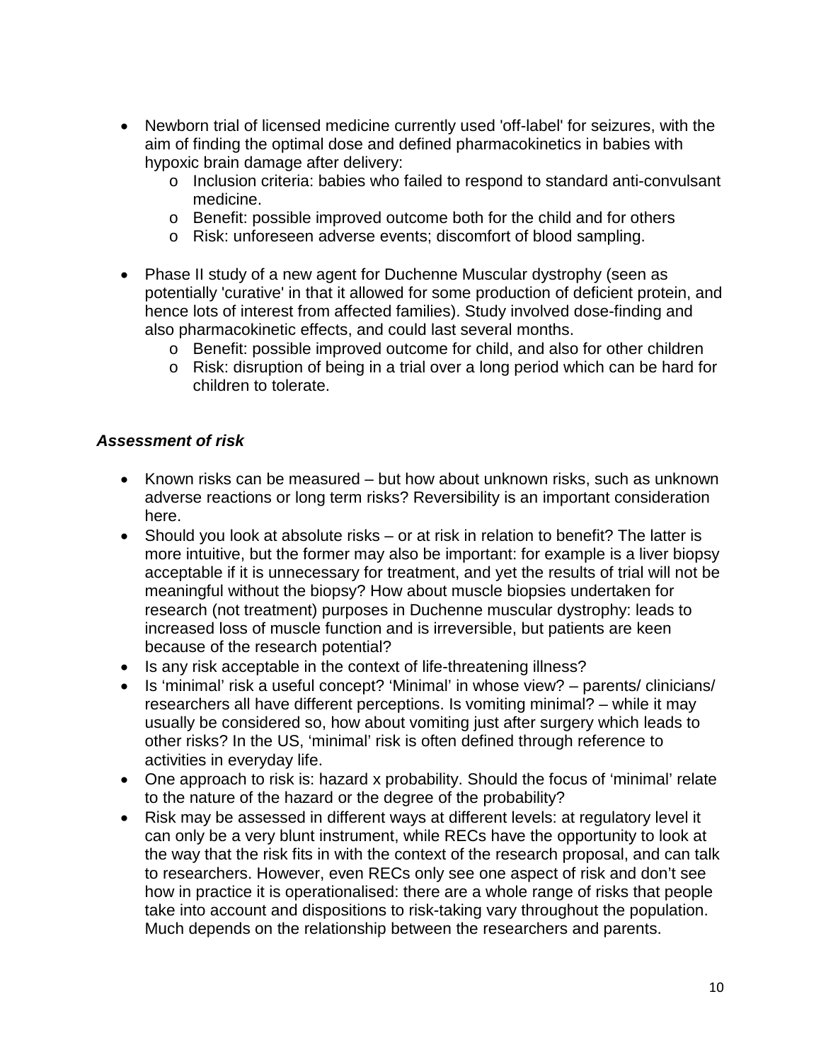- Newborn trial of licensed medicine currently used 'off-label' for seizures, with the aim of finding the optimal dose and defined pharmacokinetics in babies with hypoxic brain damage after delivery:
    - Inclusion criteria: babies who failed to respond to standard anti-convulsant medicine.
    - Benefit: possible improved outcome both for the child and for others
    - Risk: unforeseen adverse events; discomfort of blood sampling.

- Phase II study of a new agent for Duchenne Muscular dystrophy (seen as potentially 'curative' in that it allowed for some production of deficient protein, and hence lots of interest from affected families). Study involved dose-finding and also pharmacokinetic effects, and could last several months.
    - Benefit: possible improved outcome for child, and also for other children
    - Risk: disruption of being in a trial over a long period which can be hard for children to tolerate.

### *Assessment of risk*

- Known risks can be measured – but how about unknown risks, such as unknown adverse reactions or long term risks? Reversibility is an important consideration here.
- Should you look at absolute risks – or at risk in relation to benefit? The latter is more intuitive, but the former may also be important: for example is a liver biopsy acceptable if it is unnecessary for treatment, and yet the results of trial will not be meaningful without the biopsy? How about muscle biopsies undertaken for research (not treatment) purposes in Duchenne muscular dystrophy: leads to increased loss of muscle function and is irreversible, but patients are keen because of the research potential?
- Is any risk acceptable in the context of life-threatening illness?
- Is 'minimal' risk a useful concept? 'Minimal' in whose view? – parents/ clinicians/ researchers all have different perceptions. Is vomiting minimal? – while it may usually be considered so, how about vomiting just after surgery which leads to other risks? In the US, 'minimal' risk is often defined through reference to activities in everyday life.
- One approach to risk is: hazard x probability. Should the focus of 'minimal' relate to the nature of the hazard or the degree of the probability?
- Risk may be assessed in different ways at different levels: at regulatory level it can only be a very blunt instrument, while RECs have the opportunity to look at the way that the risk fits in with the context of the research proposal, and can talk to researchers. However, even RECs only see one aspect of risk and don't see how in practice it is operationalised: there are a whole range of risks that people take into account and dispositions to risk-taking vary throughout the population. Much depends on the relationship between the researchers and parents.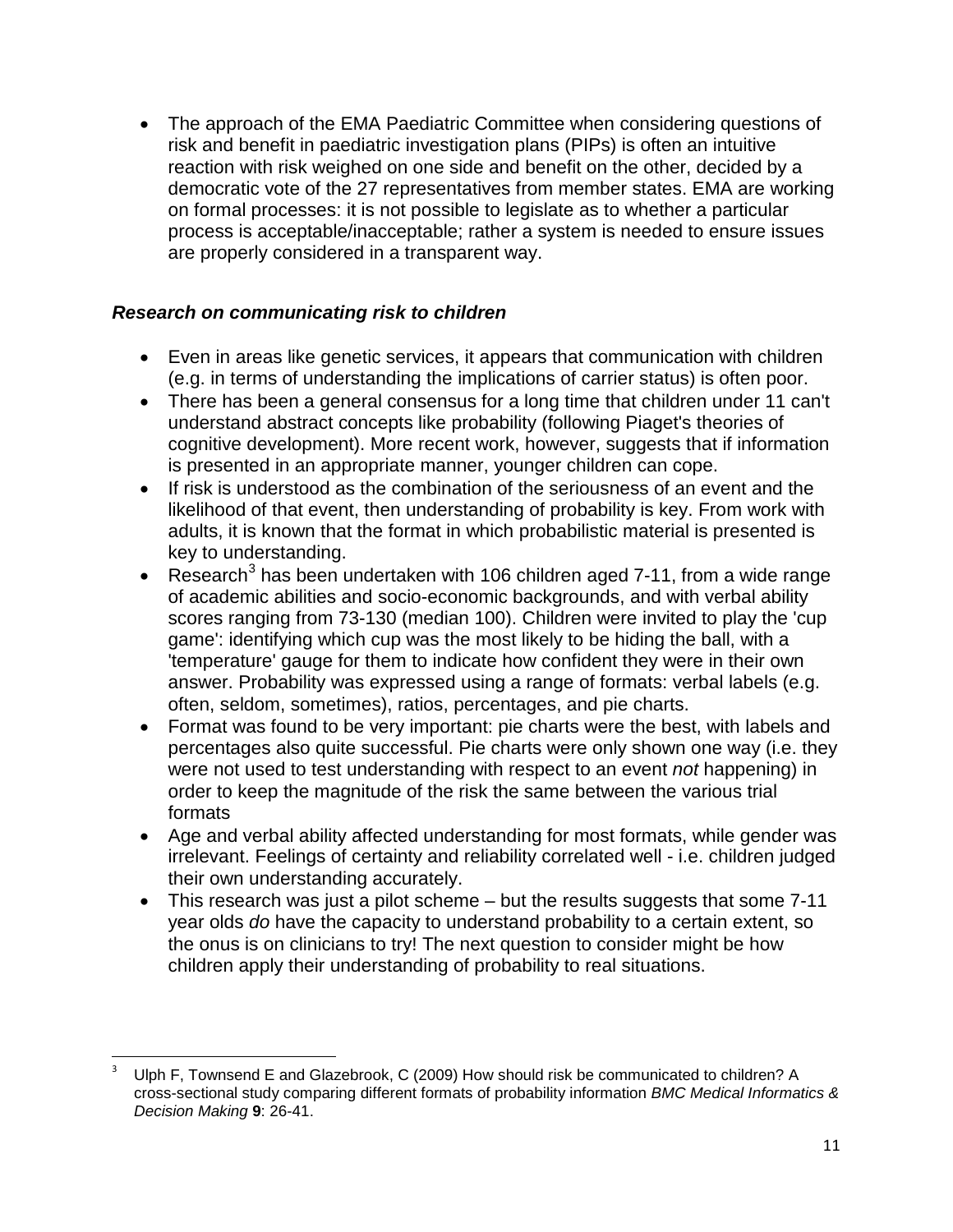- The approach of the EMA Paediatric Committee when considering questions of risk and benefit in paediatric investigation plans (PIPs) is often an intuitive reaction with risk weighed on one side and benefit on the other, decided by a democratic vote of the 27 representatives from member states. EMA are working on formal processes: it is not possible to legislate as to whether a particular process is acceptable/inacceptable; rather a system is needed to ensure issues are properly considered in a transparent way.

### ***Research on communicating risk to children***

- Even in areas like genetic services, it appears that communication with children (e.g. in terms of understanding the implications of carrier status) is often poor.
- There has been a general consensus for a long time that children under 11 can't understand abstract concepts like probability (following Piaget's theories of cognitive development). More recent work, however, suggests that if information is presented in an appropriate manner, younger children can cope.
- If risk is understood as the combination of the seriousness of an event and the likelihood of that event, then understanding of probability is key. From work with adults, it is known that the format in which probabilistic material is presented is key to understanding.
- Research[3] has been undertaken with 106 children aged 7-11, from a wide range of academic abilities and socio-economic backgrounds, and with verbal ability scores ranging from 73-130 (median 100). Children were invited to play the 'cup game': identifying which cup was the most likely to be hiding the ball, with a 'temperature' gauge for them to indicate how confident they were in their own answer. Probability was expressed using a range of formats: verbal labels (e.g. often, seldom, sometimes), ratios, percentages, and pie charts.
- Format was found to be very important: pie charts were the best, with labels and percentages also quite successful. Pie charts were only shown one way (i.e. they were not used to test understanding with respect to an event *not* happening) in order to keep the magnitude of the risk the same between the various trial formats
- Age and verbal ability affected understanding for most formats, while gender was irrelevant. Feelings of certainty and reliability correlated well - i.e. children judged their own understanding accurately.
- This research was just a pilot scheme – but the results suggests that some 7-11 year olds *do* have the capacity to understand probability to a certain extent, so the onus is on clinicians to try! The next question to consider might be how children apply their understanding of probability to real situations.

---

[3] Ulph F, Townsend E and Glazebrook, C (2009) How should risk be communicated to children? A cross-sectional study comparing different formats of probability information *BMC Medical Informatics & Decision Making* **9**: 26-41.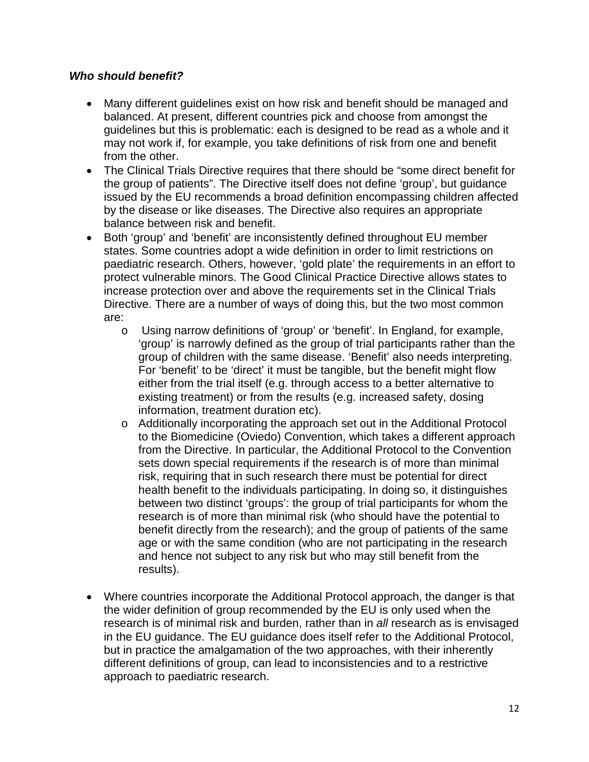***Who should benefit?***

- Many different guidelines exist on how risk and benefit should be managed and balanced. At present, different countries pick and choose from amongst the guidelines but this is problematic: each is designed to be read as a whole and it may not work if, for example, you take definitions of risk from one and benefit from the other.
- The Clinical Trials Directive requires that there should be "some direct benefit for the group of patients". The Directive itself does not define 'group', but guidance issued by the EU recommends a broad definition encompassing children affected by the disease or like diseases. The Directive also requires an appropriate balance between risk and benefit.
- Both 'group' and 'benefit' are inconsistently defined throughout EU member states. Some countries adopt a wide definition in order to limit restrictions on paediatric research. Others, however, 'gold plate' the requirements in an effort to protect vulnerable minors. The Good Clinical Practice Directive allows states to increase protection over and above the requirements set in the Clinical Trials Directive. There are a number of ways of doing this, but the two most common are:
  - Using narrow definitions of 'group' or 'benefit'. In England, for example, 'group' is narrowly defined as the group of trial participants rather than the group of children with the same disease. 'Benefit' also needs interpreting. For 'benefit' to be 'direct' it must be tangible, but the benefit might flow either from the trial itself (e.g. through access to a better alternative to existing treatment) or from the results (e.g. increased safety, dosing information, treatment duration etc).
  - Additionally incorporating the approach set out in the Additional Protocol to the Biomedicine (Oviedo) Convention, which takes a different approach from the Directive. In particular, the Additional Protocol to the Convention sets down special requirements if the research is of more than minimal risk, requiring that in such research there must be potential for direct health benefit to the individuals participating. In doing so, it distinguishes between two distinct 'groups': the group of trial participants for whom the research is of more than minimal risk (who should have the potential to benefit directly from the research); and the group of patients of the same age or with the same condition (who are not participating in the research and hence not subject to any risk but who may still benefit from the results).

- Where countries incorporate the Additional Protocol approach, the danger is that the wider definition of group recommended by the EU is only used when the research is of minimal risk and burden, rather than in *all* research as is envisaged in the EU guidance. The EU guidance does itself refer to the Additional Protocol, but in practice the amalgamation of the two approaches, with their inherently different definitions of group, can lead to inconsistencies and to a restrictive approach to paediatric research.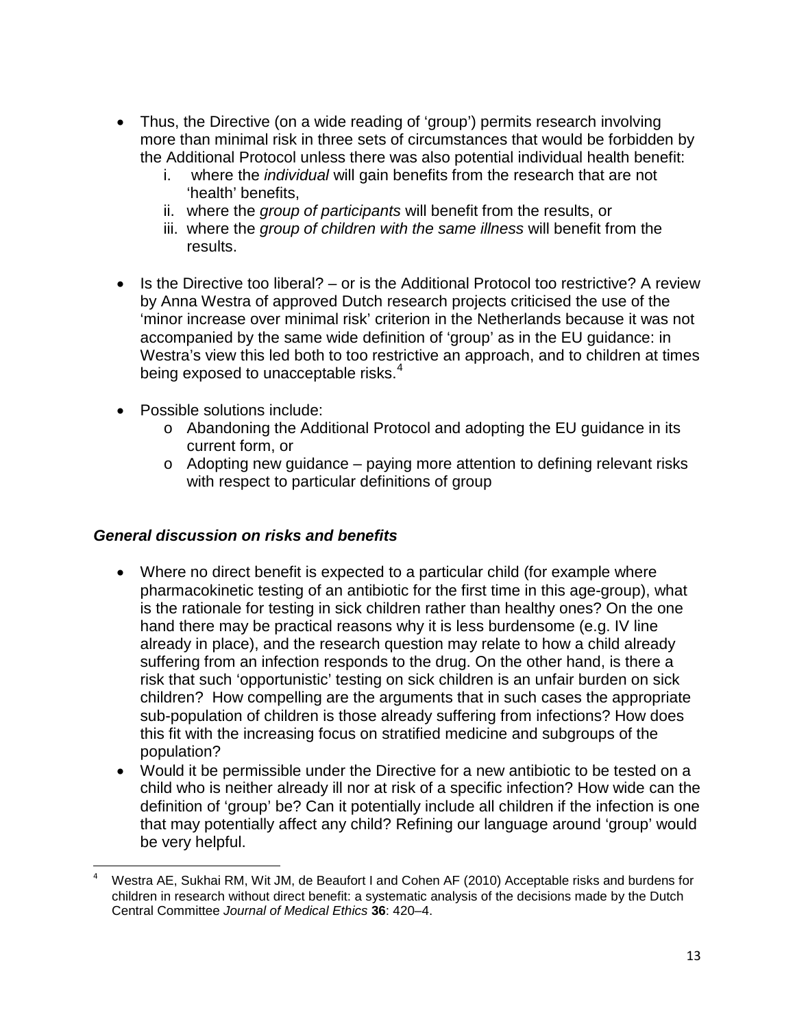- Thus, the Directive (on a wide reading of 'group') permits research involving more than minimal risk in three sets of circumstances that would be forbidden by the Additional Protocol unless there was also potential individual health benefit:
    i. where the *individual* will gain benefits from the research that are not 'health' benefits,
    ii. where the *group of participants* will benefit from the results, or
    iii. where the *group of children with the same illness* will benefit from the results.

- Is the Directive too liberal? – or is the Additional Protocol too restrictive? A review by Anna Westra of approved Dutch research projects criticised the use of the 'minor increase over minimal risk' criterion in the Netherlands because it was not accompanied by the same wide definition of 'group' as in the EU guidance: in Westra's view this led both to too restrictive an approach, and to children at times being exposed to unacceptable risks.[4]

- Possible solutions include:
    - Abandoning the Additional Protocol and adopting the EU guidance in its current form, or
    - Adopting new guidance – paying more attention to defining relevant risks with respect to particular definitions of group

### *General discussion on risks and benefits*

- Where no direct benefit is expected to a particular child (for example where pharmacokinetic testing of an antibiotic for the first time in this age-group), what is the rationale for testing in sick children rather than healthy ones? On the one hand there may be practical reasons why it is less burdensome (e.g. IV line already in place), and the research question may relate to how a child already suffering from an infection responds to the drug. On the other hand, is there a risk that such 'opportunistic' testing on sick children is an unfair burden on sick children? How compelling are the arguments that in such cases the appropriate sub-population of children is those already suffering from infections? How does this fit with the increasing focus on stratified medicine and subgroups of the population?
- Would it be permissible under the Directive for a new antibiotic to be tested on a child who is neither already ill nor at risk of a specific infection? How wide can the definition of 'group' be? Can it potentially include all children if the infection is one that may potentially affect any child? Refining our language around 'group' would be very helpful.

---

[4] Westra AE, Sukhai RM, Wit JM, de Beaufort I and Cohen AF (2010) Acceptable risks and burdens for children in research without direct benefit: a systematic analysis of the decisions made by the Dutch Central Committee *Journal of Medical Ethics* **36**: 420–4.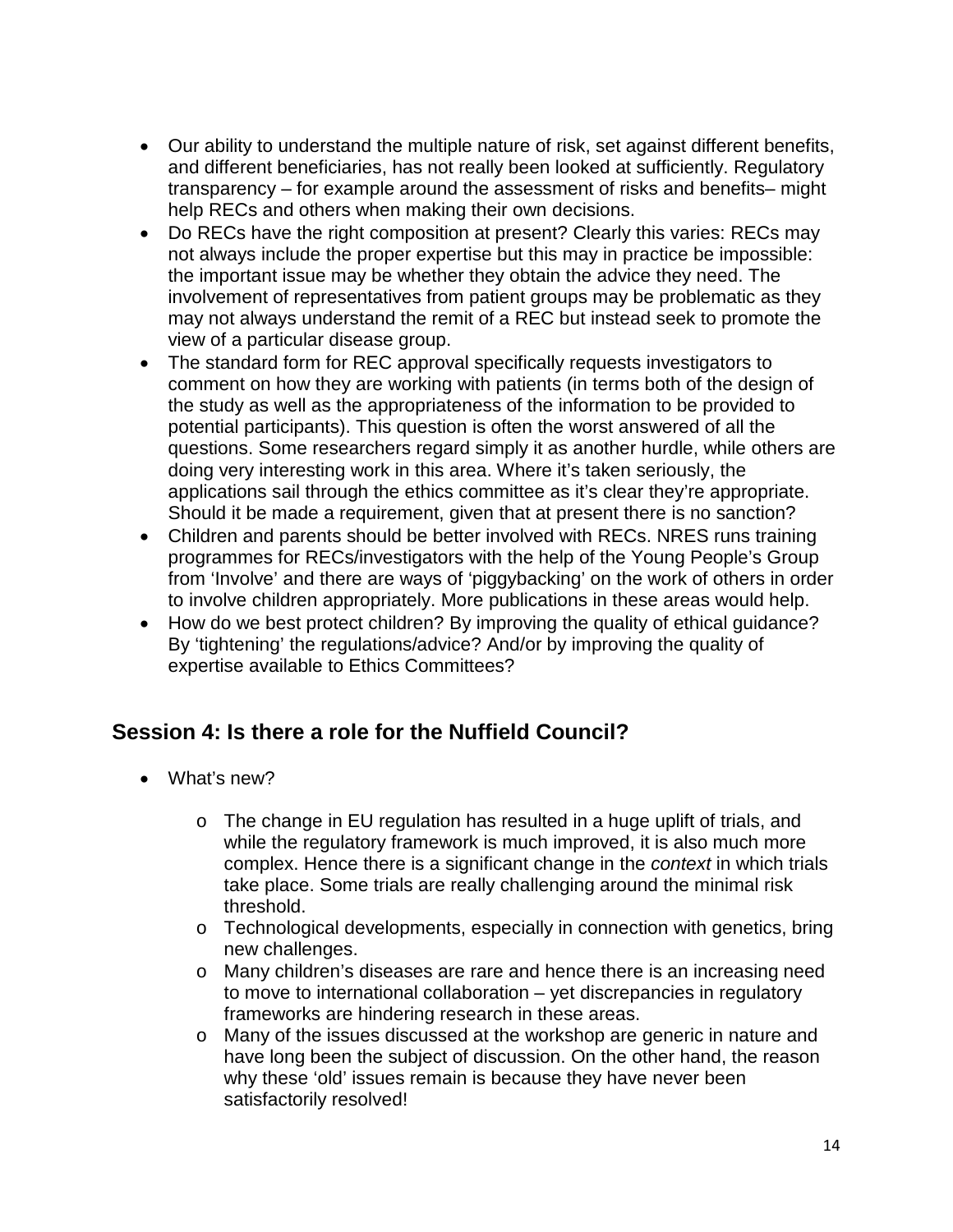- Our ability to understand the multiple nature of risk, set against different benefits, and different beneficiaries, has not really been looked at sufficiently. Regulatory transparency – for example around the assessment of risks and benefits– might help RECs and others when making their own decisions.
- Do RECs have the right composition at present? Clearly this varies: RECs may not always include the proper expertise but this may in practice be impossible: the important issue may be whether they obtain the advice they need. The involvement of representatives from patient groups may be problematic as they may not always understand the remit of a REC but instead seek to promote the view of a particular disease group.
- The standard form for REC approval specifically requests investigators to comment on how they are working with patients (in terms both of the design of the study as well as the appropriateness of the information to be provided to potential participants). This question is often the worst answered of all the questions. Some researchers regard simply it as another hurdle, while others are doing very interesting work in this area. Where it's taken seriously, the applications sail through the ethics committee as it's clear they're appropriate. Should it be made a requirement, given that at present there is no sanction?
- Children and parents should be better involved with RECs. NRES runs training programmes for RECs/investigators with the help of the Young People's Group from 'Involve' and there are ways of 'piggybacking' on the work of others in order to involve children appropriately. More publications in these areas would help.
- How do we best protect children? By improving the quality of ethical guidance? By 'tightening' the regulations/advice? And/or by improving the quality of expertise available to Ethics Committees?

## Session 4: Is there a role for the Nuffield Council?

- What's new?
  - The change in EU regulation has resulted in a huge uplift of trials, and while the regulatory framework is much improved, it is also much more complex. Hence there is a significant change in the *context* in which trials take place. Some trials are really challenging around the minimal risk threshold.
  - Technological developments, especially in connection with genetics, bring new challenges.
  - Many children's diseases are rare and hence there is an increasing need to move to international collaboration – yet discrepancies in regulatory frameworks are hindering research in these areas.
  - Many of the issues discussed at the workshop are generic in nature and have long been the subject of discussion. On the other hand, the reason why these 'old' issues remain is because they have never been satisfactorily resolved!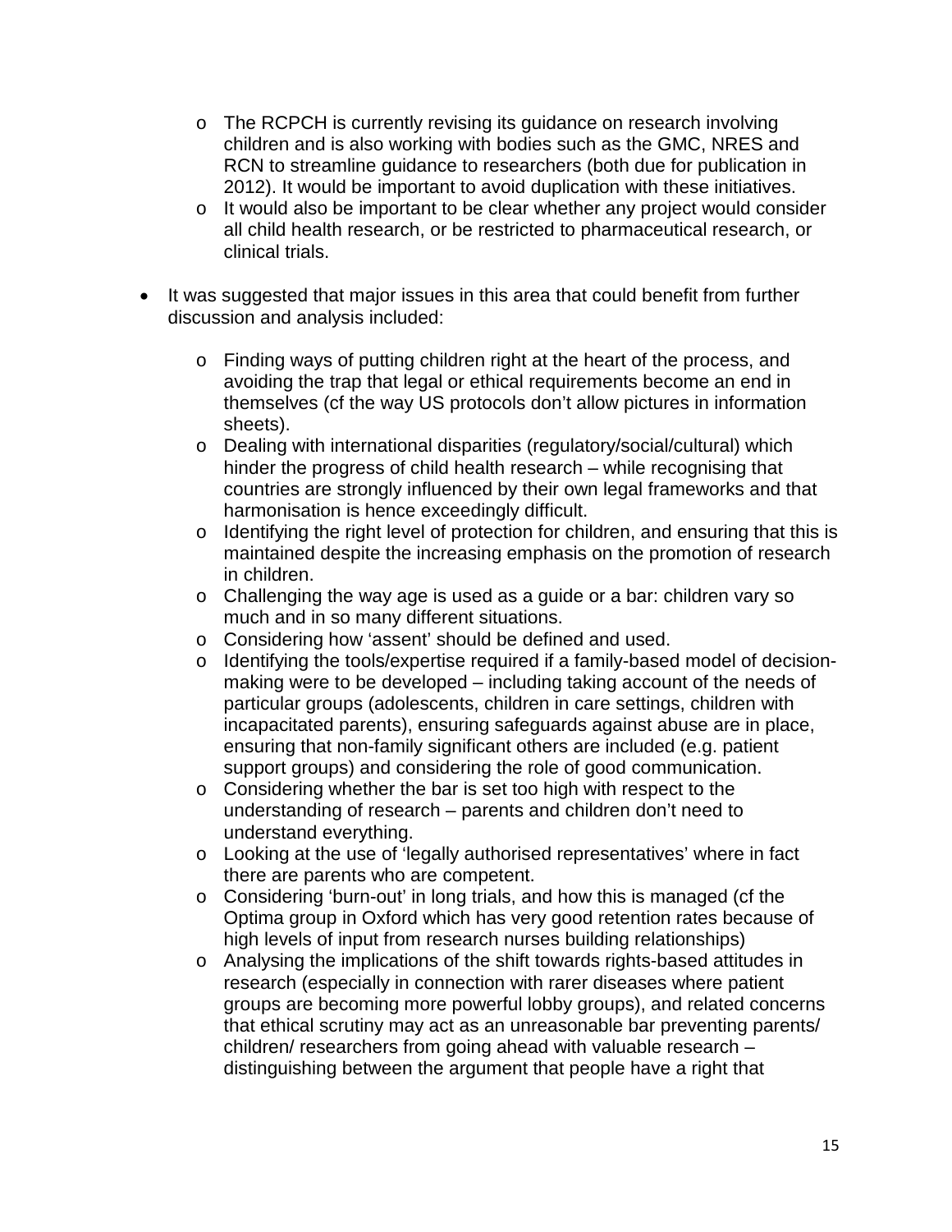- The RCPCH is currently revising its guidance on research involving children and is also working with bodies such as the GMC, NRES and RCN to streamline guidance to researchers (both due for publication in 2012). It would be important to avoid duplication with these initiatives.
  - It would also be important to be clear whether any project would consider all child health research, or be restricted to pharmaceutical research, or clinical trials.

- It was suggested that major issues in this area that could benefit from further discussion and analysis included:

  - Finding ways of putting children right at the heart of the process, and avoiding the trap that legal or ethical requirements become an end in themselves (cf the way US protocols don't allow pictures in information sheets).
  - Dealing with international disparities (regulatory/social/cultural) which hinder the progress of child health research – while recognising that countries are strongly influenced by their own legal frameworks and that harmonisation is hence exceedingly difficult.
  - Identifying the right level of protection for children, and ensuring that this is maintained despite the increasing emphasis on the promotion of research in children.
  - Challenging the way age is used as a guide or a bar: children vary so much and in so many different situations.
  - Considering how 'assent' should be defined and used.
  - Identifying the tools/expertise required if a family-based model of decision-making were to be developed – including taking account of the needs of particular groups (adolescents, children in care settings, children with incapacitated parents), ensuring safeguards against abuse are in place, ensuring that non-family significant others are included (e.g. patient support groups) and considering the role of good communication.
  - Considering whether the bar is set too high with respect to the understanding of research – parents and children don't need to understand everything.
  - Looking at the use of 'legally authorised representatives' where in fact there are parents who are competent.
  - Considering 'burn-out' in long trials, and how this is managed (cf the Optima group in Oxford which has very good retention rates because of high levels of input from research nurses building relationships)
  - Analysing the implications of the shift towards rights-based attitudes in research (especially in connection with rarer diseases where patient groups are becoming more powerful lobby groups), and related concerns that ethical scrutiny may act as an unreasonable bar preventing parents/ children/ researchers from going ahead with valuable research – distinguishing between the argument that people have a right that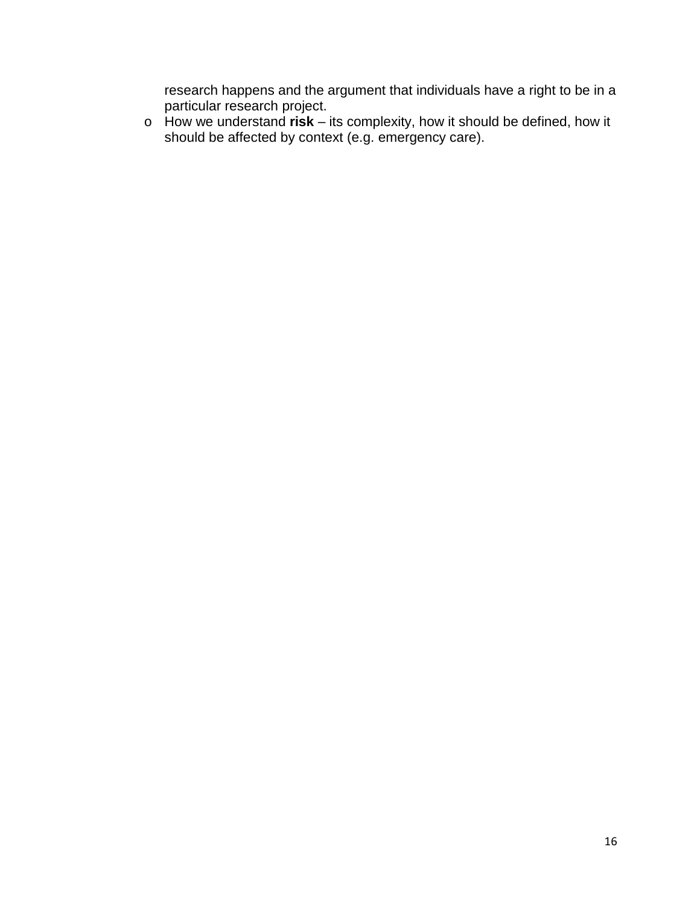research happens and the argument that individuals have a right to be in a particular research project.

- How we understand **risk** – its complexity, how it should be defined, how it should be affected by context (e.g. emergency care).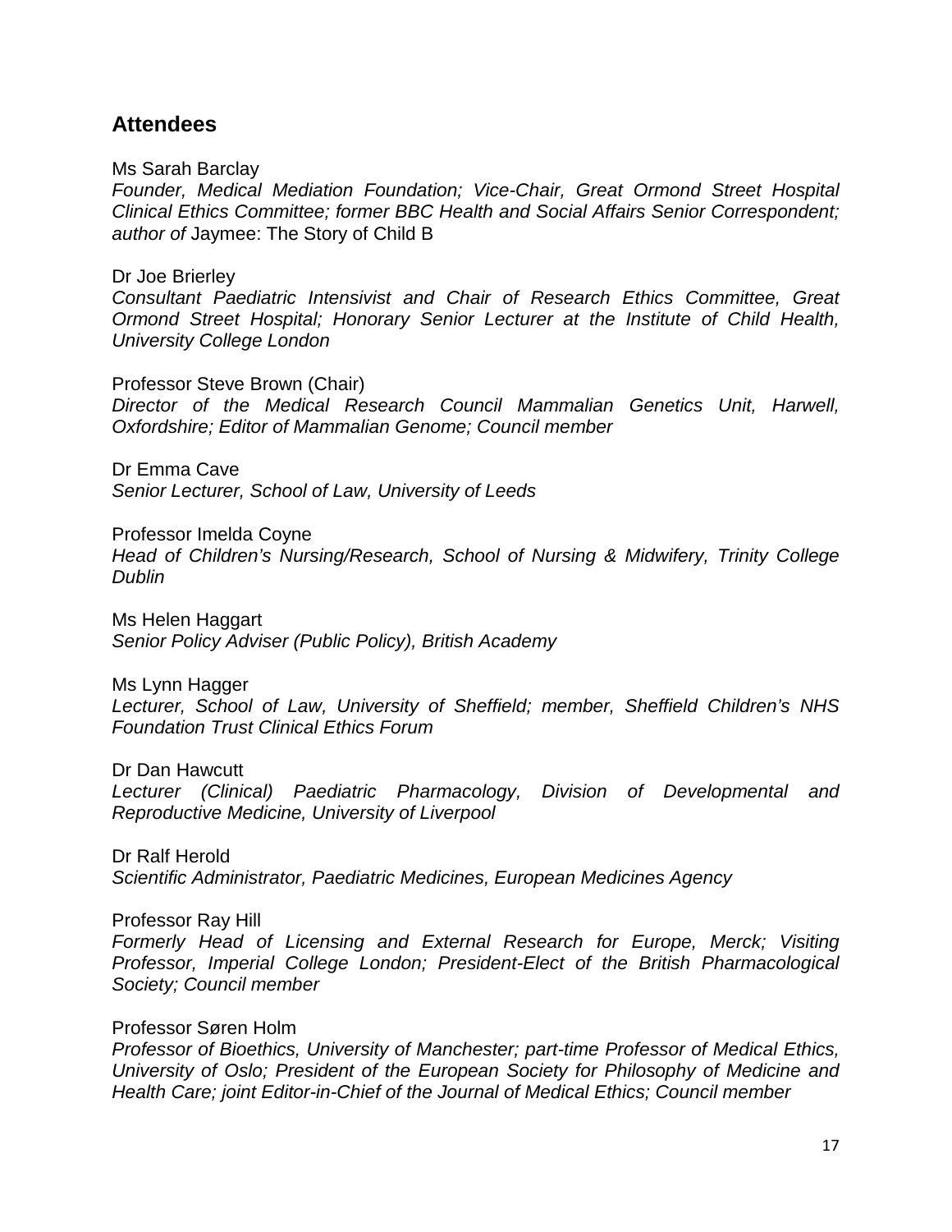## Attendees

Ms Sarah Barclay
*Founder, Medical Mediation Foundation; Vice-Chair, Great Ormond Street Hospital Clinical Ethics Committee; former BBC Health and Social Affairs Senior Correspondent; author of* Jaymee: The Story of Child B

Dr Joe Brierley
*Consultant Paediatric Intensivist and Chair of Research Ethics Committee, Great Ormond Street Hospital; Honorary Senior Lecturer at the Institute of Child Health, University College London*

Professor Steve Brown (Chair)
*Director of the Medical Research Council Mammalian Genetics Unit, Harwell, Oxfordshire; Editor of Mammalian Genome; Council member*

Dr Emma Cave
*Senior Lecturer, School of Law, University of Leeds*

Professor Imelda Coyne
*Head of Children's Nursing/Research, School of Nursing & Midwifery, Trinity College Dublin*

Ms Helen Haggart
*Senior Policy Adviser (Public Policy), British Academy*

Ms Lynn Hagger
*Lecturer, School of Law, University of Sheffield; member, Sheffield Children's NHS Foundation Trust Clinical Ethics Forum*

Dr Dan Hawcutt
*Lecturer (Clinical) Paediatric Pharmacology, Division of Developmental and Reproductive Medicine, University of Liverpool*

Dr Ralf Herold
*Scientific Administrator, Paediatric Medicines, European Medicines Agency*

Professor Ray Hill
*Formerly Head of Licensing and External Research for Europe, Merck; Visiting Professor, Imperial College London; President-Elect of the British Pharmacological Society; Council member*

Professor Søren Holm
*Professor of Bioethics, University of Manchester; part-time Professor of Medical Ethics, University of Oslo; President of the European Society for Philosophy of Medicine and Health Care; joint Editor-in-Chief of the Journal of Medical Ethics; Council member*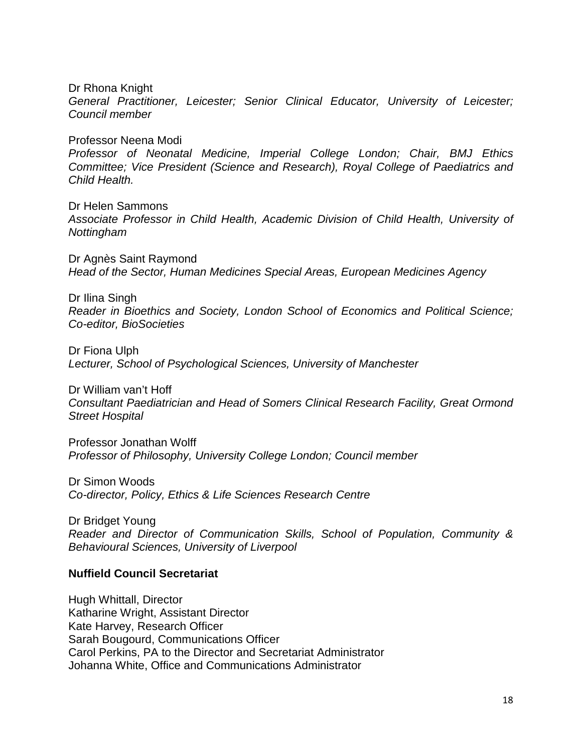Dr Rhona Knight
*General Practitioner, Leicester; Senior Clinical Educator, University of Leicester; Council member*

Professor Neena Modi
*Professor of Neonatal Medicine, Imperial College London; Chair, BMJ Ethics Committee; Vice President (Science and Research), Royal College of Paediatrics and Child Health.*

Dr Helen Sammons
*Associate Professor in Child Health, Academic Division of Child Health, University of Nottingham*

Dr Agnès Saint Raymond
*Head of the Sector, Human Medicines Special Areas, European Medicines Agency*

Dr Ilina Singh
*Reader in Bioethics and Society, London School of Economics and Political Science; Co-editor, BioSocieties*

Dr Fiona Ulph
*Lecturer, School of Psychological Sciences, University of Manchester*

Dr William van't Hoff
*Consultant Paediatrician and Head of Somers Clinical Research Facility, Great Ormond Street Hospital*

Professor Jonathan Wolff
*Professor of Philosophy, University College London; Council member*

Dr Simon Woods
*Co-director, Policy, Ethics & Life Sciences Research Centre*

Dr Bridget Young
*Reader and Director of Communication Skills, School of Population, Community & Behavioural Sciences, University of Liverpool*

**Nuffield Council Secretariat**

Hugh Whittall, Director
Katharine Wright, Assistant Director
Kate Harvey, Research Officer
Sarah Bougourd, Communications Officer
Carol Perkins, PA to the Director and Secretariat Administrator
Johanna White, Office and Communications Administrator